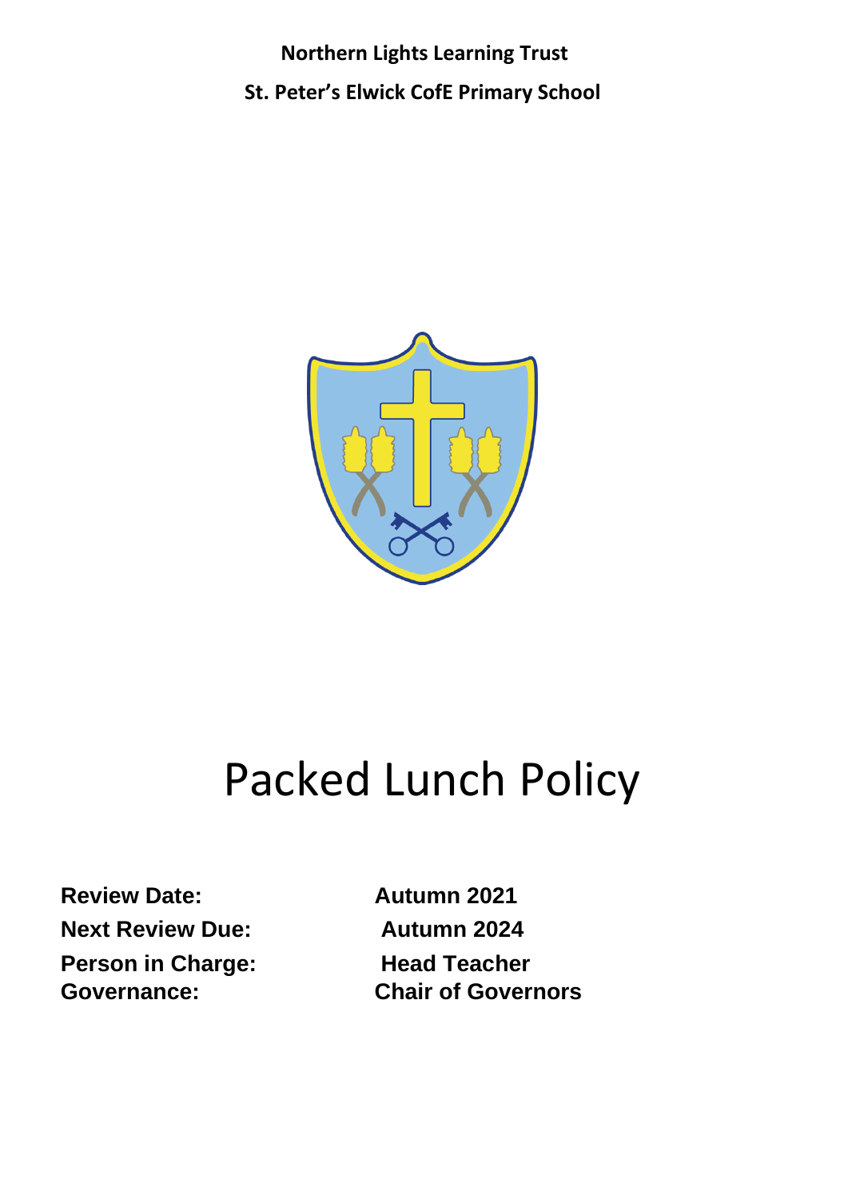**Northern Lights Learning Trust**

**St. Peter's Elwick CofE Primary School**

# Packed Lunch Policy

| | |
|---|---|
| **Review Date:** | **Autumn 2021** |
| **Next Review Due:** | **Autumn 2024** |
| **Person in Charge:** | **Head Teacher** |
| **Governance:** | **Chair of Governors** |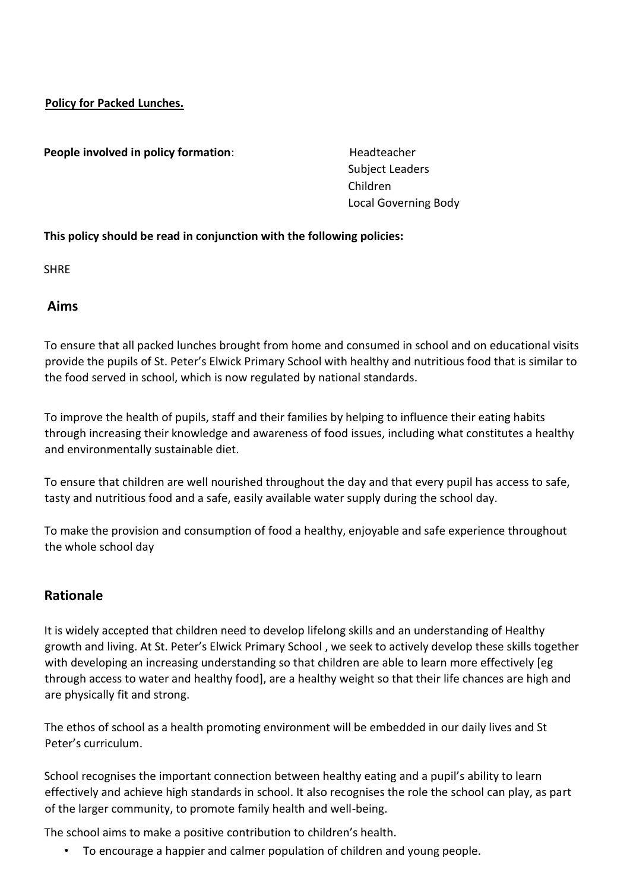**Policy for Packed Lunches.**

**People involved in policy formation**: Headteacher
Subject Leaders
Children
Local Governing Body

**This policy should be read in conjunction with the following policies:**

SHRE

## Aims

To ensure that all packed lunches brought from home and consumed in school and on educational visits provide the pupils of St. Peter's Elwick Primary School with healthy and nutritious food that is similar to the food served in school, which is now regulated by national standards.

To improve the health of pupils, staff and their families by helping to influence their eating habits through increasing their knowledge and awareness of food issues, including what constitutes a healthy and environmentally sustainable diet.

To ensure that children are well nourished throughout the day and that every pupil has access to safe, tasty and nutritious food and a safe, easily available water supply during the school day.

To make the provision and consumption of food a healthy, enjoyable and safe experience throughout the whole school day

## Rationale

It is widely accepted that children need to develop lifelong skills and an understanding of Healthy growth and living. At St. Peter's Elwick Primary School , we seek to actively develop these skills together with developing an increasing understanding so that children are able to learn more effectively [eg through access to water and healthy food], are a healthy weight so that their life chances are high and are physically fit and strong.

The ethos of school as a health promoting environment will be embedded in our daily lives and St Peter's curriculum.

School recognises the important connection between healthy eating and a pupil's ability to learn effectively and achieve high standards in school. It also recognises the role the school can play, as part of the larger community, to promote family health and well-being.

The school aims to make a positive contribution to children's health.

- To encourage a happier and calmer population of children and young people.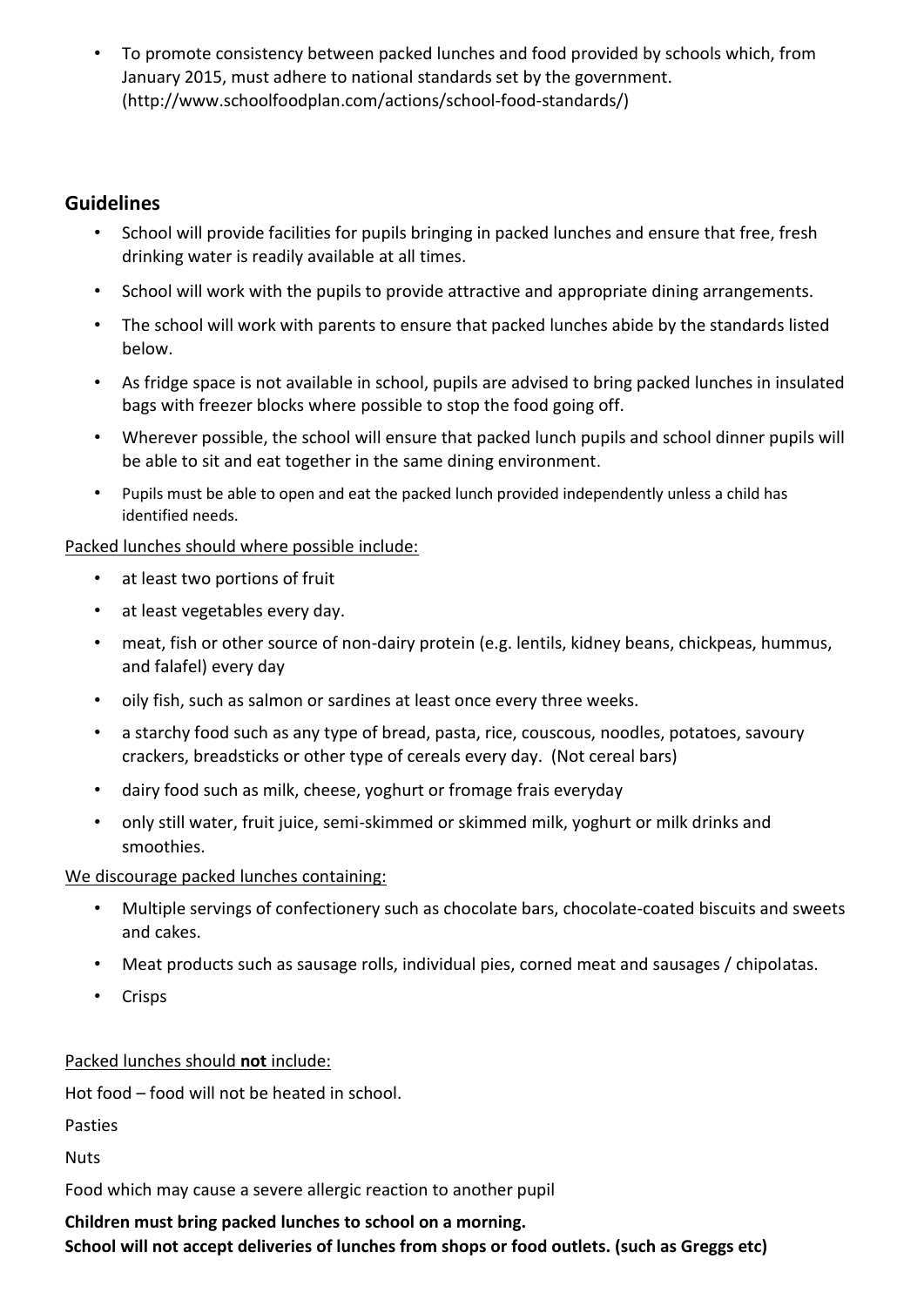- To promote consistency between packed lunches and food provided by schools which, from January 2015, must adhere to national standards set by the government. (http://www.schoolfoodplan.com/actions/school-food-standards/)

## Guidelines

- School will provide facilities for pupils bringing in packed lunches and ensure that free, fresh drinking water is readily available at all times.
- School will work with the pupils to provide attractive and appropriate dining arrangements.
- The school will work with parents to ensure that packed lunches abide by the standards listed below.
- As fridge space is not available in school, pupils are advised to bring packed lunches in insulated bags with freezer blocks where possible to stop the food going off.
- Wherever possible, the school will ensure that packed lunch pupils and school dinner pupils will be able to sit and eat together in the same dining environment.
- Pupils must be able to open and eat the packed lunch provided independently unless a child has identified needs.

<u>Packed lunches should where possible include:</u>

- at least two portions of fruit
- at least vegetables every day.
- meat, fish or other source of non-dairy protein (e.g. lentils, kidney beans, chickpeas, hummus, and falafel) every day
- oily fish, such as salmon or sardines at least once every three weeks.
- a starchy food such as any type of bread, pasta, rice, couscous, noodles, potatoes, savoury crackers, breadsticks or other type of cereals every day. (Not cereal bars)
- dairy food such as milk, cheese, yoghurt or fromage frais everyday
- only still water, fruit juice, semi-skimmed or skimmed milk, yoghurt or milk drinks and smoothies.

<u>We discourage packed lunches containing:</u>

- Multiple servings of confectionery such as chocolate bars, chocolate-coated biscuits and sweets and cakes.
- Meat products such as sausage rolls, individual pies, corned meat and sausages / chipolatas.
- Crisps

<u>Packed lunches should **not** include:</u>

Hot food – food will not be heated in school.

Pasties

Nuts

Food which may cause a severe allergic reaction to another pupil

**Children must bring packed lunches to school on a morning.**
**School will not accept deliveries of lunches from shops or food outlets. (such as Greggs etc)**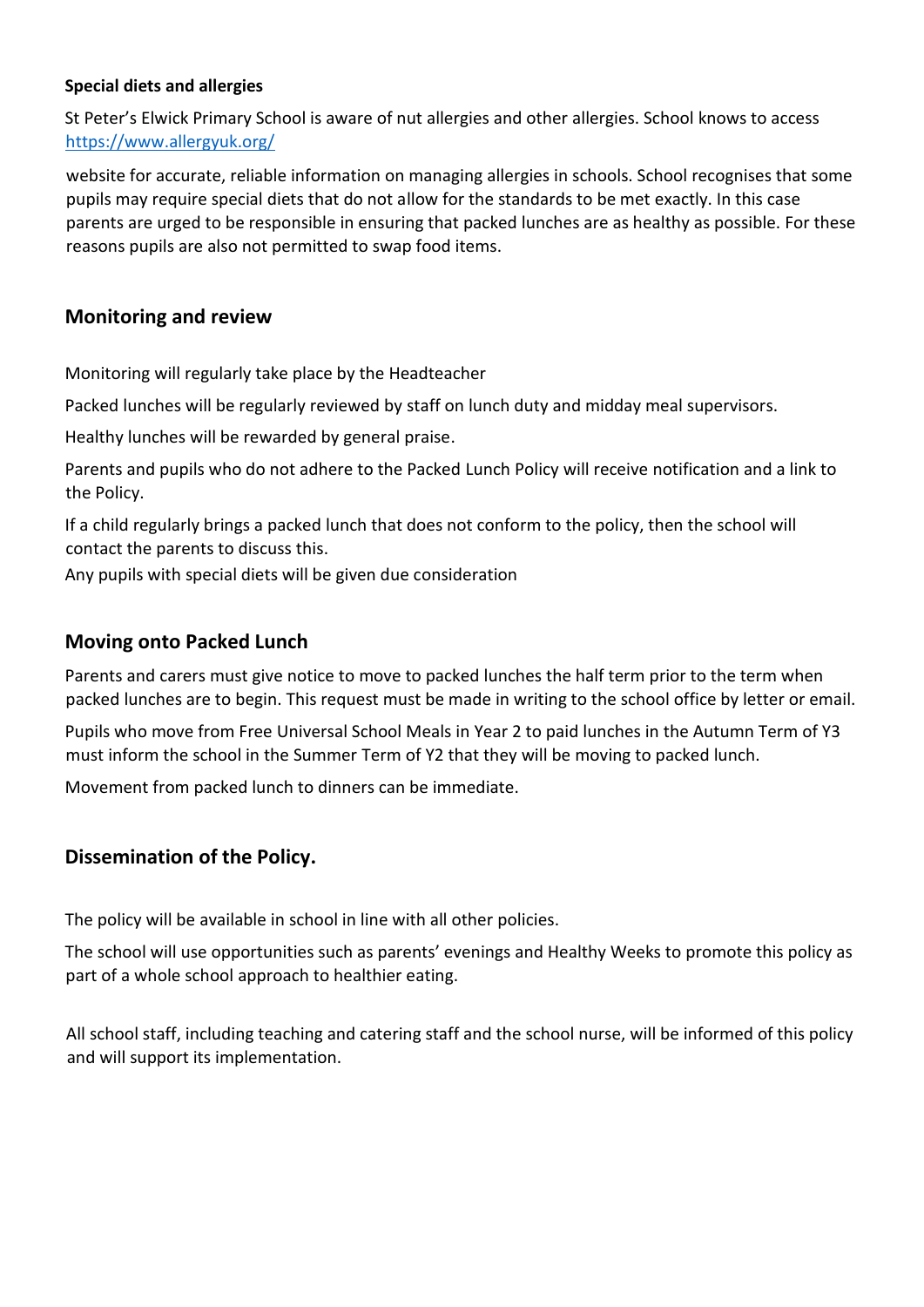**Special diets and allergies**

St Peter's Elwick Primary School is aware of nut allergies and other allergies. School knows to access https://www.allergyuk.org/

website for accurate, reliable information on managing allergies in schools. School recognises that some pupils may require special diets that do not allow for the standards to be met exactly. In this case parents are urged to be responsible in ensuring that packed lunches are as healthy as possible. For these reasons pupils are also not permitted to swap food items.

## Monitoring and review

Monitoring will regularly take place by the Headteacher

Packed lunches will be regularly reviewed by staff on lunch duty and midday meal supervisors.

Healthy lunches will be rewarded by general praise.

Parents and pupils who do not adhere to the Packed Lunch Policy will receive notification and a link to the Policy.

If a child regularly brings a packed lunch that does not conform to the policy, then the school will contact the parents to discuss this.

Any pupils with special diets will be given due consideration

## Moving onto Packed Lunch

Parents and carers must give notice to move to packed lunches the half term prior to the term when packed lunches are to begin. This request must be made in writing to the school office by letter or email.

Pupils who move from Free Universal School Meals in Year 2 to paid lunches in the Autumn Term of Y3 must inform the school in the Summer Term of Y2 that they will be moving to packed lunch.

Movement from packed lunch to dinners can be immediate.

## Dissemination of the Policy.

The policy will be available in school in line with all other policies.

The school will use opportunities such as parents' evenings and Healthy Weeks to promote this policy as part of a whole school approach to healthier eating.

All school staff, including teaching and catering staff and the school nurse, will be informed of this policy and will support its implementation.